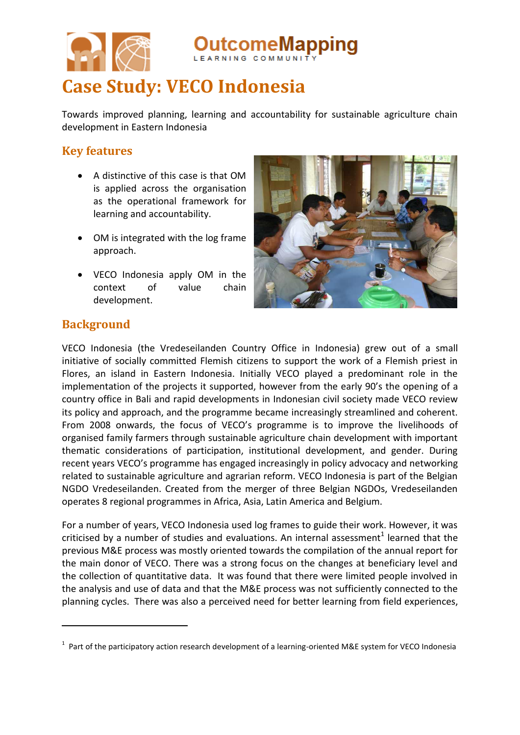# Case Study: VECO Indonesia

Towards improved planning, learning and accountability for sustainable agriculture chain development in Eastern Indonesia

## Key features

- A distinctive of this case is that OM is applied across the organisation as the operational framework for learning and accountability.
- OM is integrated with the log frame approach.
- VECO Indonesia apply OM in the context of value chain development.

## Background

VECO Indonesia (the Vredeseilanden Country Office in Indonesia) grew out of a small initiative of socially committed Flemish citizens to support the work of a Flemish priest in Flores, an island in Eastern Indonesia. Initially VECO played a predominant role in the implementation of the projects it supported, however from the early 90's the opening of a country office in Bali and rapid developments in Indonesian civil society made VECO review its policy and approach, and the programme became increasingly streamlined and coherent. From 2008 onwards, the focus of VECO's programme is to improve the livelihoods of organised family farmers through sustainable agriculture chain development with important thematic considerations of participation, institutional development, and gender. During recent years VECO's programme has engaged increasingly in policy advocacy and networking related to sustainable agriculture and agrarian reform. VECO Indonesia is part of the Belgian NGDO Vredeseilanden. Created from the merger of three Belgian NGDOs, Vredeseilanden operates 8 regional programmes in Africa, Asia, Latin America and Belgium.

For a number of years, VECO Indonesia used log frames to guide their work. However, it was criticised by a number of studies and evaluations. An internal assessment[1] learned that the previous M&E process was mostly oriented towards the compilation of the annual report for the main donor of VECO. There was a strong focus on the changes at beneficiary level and the collection of quantitative data. It was found that there were limited people involved in the analysis and use of data and that the M&E process was not sufficiently connected to the planning cycles. There was also a perceived need for better learning from field experiences,

[1] Part of the participatory action research development of a learning-oriented M&E system for VECO Indonesia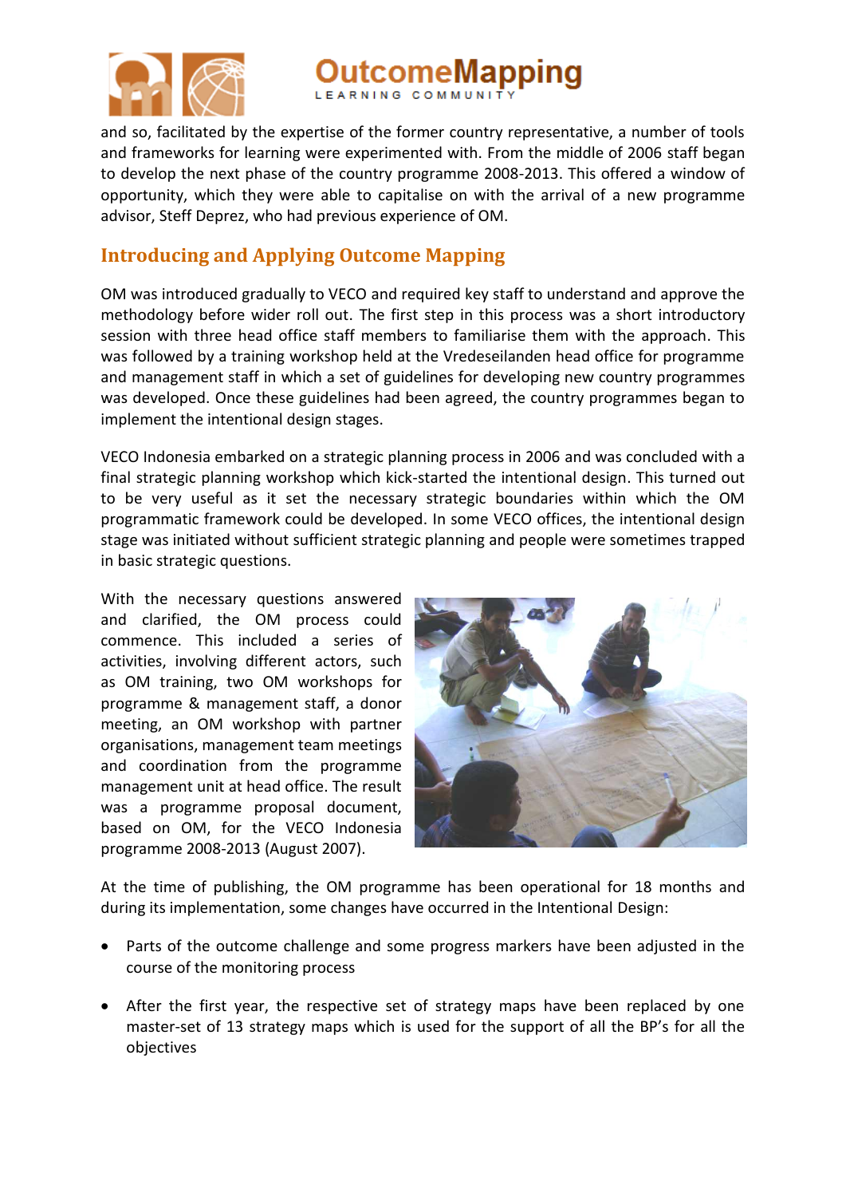and so, facilitated by the expertise of the former country representative, a number of tools and frameworks for learning were experimented with. From the middle of 2006 staff began to develop the next phase of the country programme 2008-2013. This offered a window of opportunity, which they were able to capitalise on with the arrival of a new programme advisor, Steff Deprez, who had previous experience of OM.

## Introducing and Applying Outcome Mapping

OM was introduced gradually to VECO and required key staff to understand and approve the methodology before wider roll out. The first step in this process was a short introductory session with three head office staff members to familiarise them with the approach. This was followed by a training workshop held at the Vredeseilanden head office for programme and management staff in which a set of guidelines for developing new country programmes was developed. Once these guidelines had been agreed, the country programmes began to implement the intentional design stages.

VECO Indonesia embarked on a strategic planning process in 2006 and was concluded with a final strategic planning workshop which kick-started the intentional design. This turned out to be very useful as it set the necessary strategic boundaries within which the OM programmatic framework could be developed. In some VECO offices, the intentional design stage was initiated without sufficient strategic planning and people were sometimes trapped in basic strategic questions.

With the necessary questions answered and clarified, the OM process could commence. This included a series of activities, involving different actors, such as OM training, two OM workshops for programme & management staff, a donor meeting, an OM workshop with partner organisations, management team meetings and coordination from the programme management unit at head office. The result was a programme proposal document, based on OM, for the VECO Indonesia programme 2008-2013 (August 2007).

At the time of publishing, the OM programme has been operational for 18 months and during its implementation, some changes have occurred in the Intentional Design:

- Parts of the outcome challenge and some progress markers have been adjusted in the course of the monitoring process
- After the first year, the respective set of strategy maps have been replaced by one master-set of 13 strategy maps which is used for the support of all the BP's for all the objectives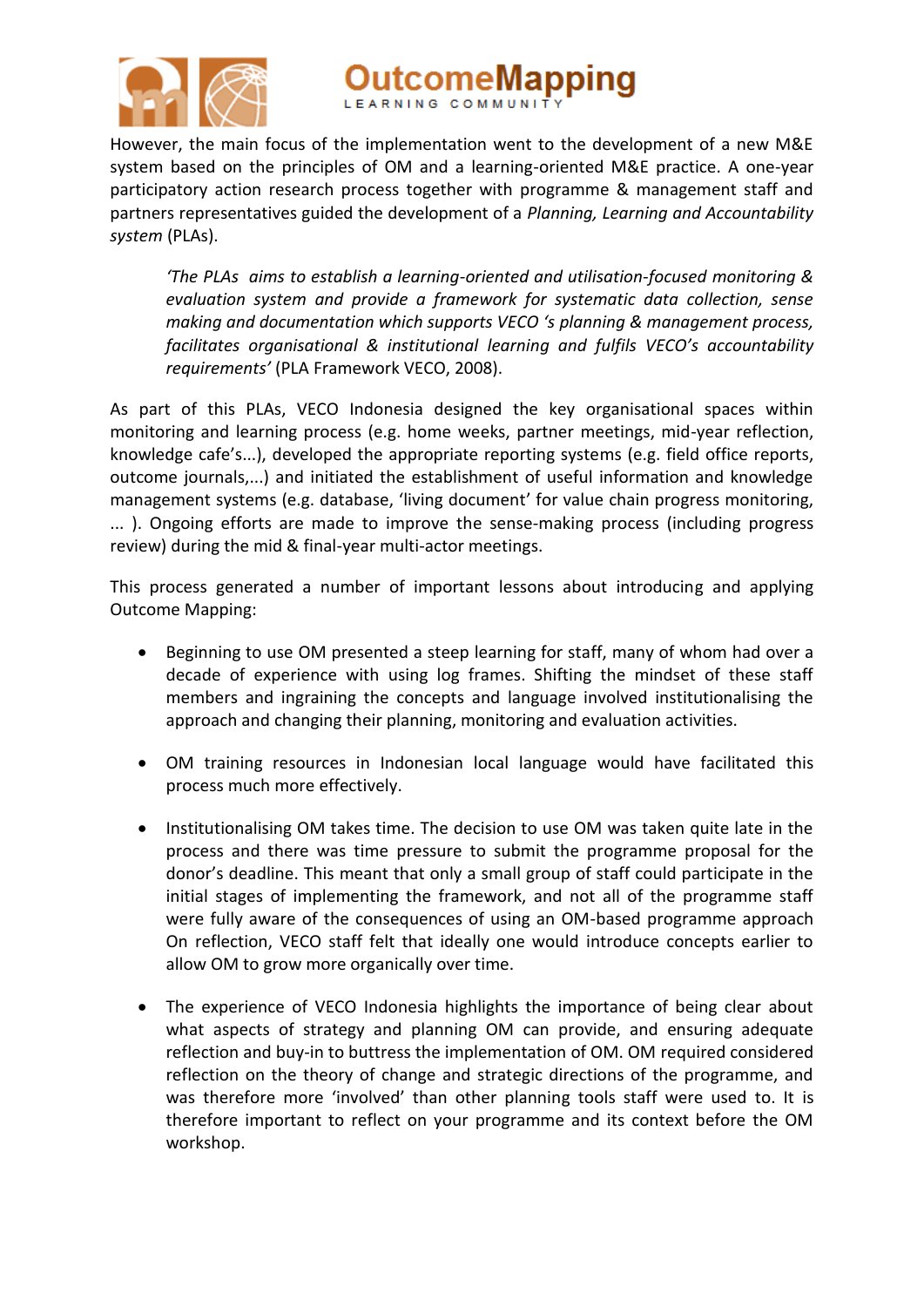However, the main focus of the implementation went to the development of a new M&E system based on the principles of OM and a learning-oriented M&E practice. A one-year participatory action research process together with programme & management staff and partners representatives guided the development of a *Planning, Learning and Accountability system* (PLAs).

> *'The PLAs aims to establish a learning-oriented and utilisation-focused monitoring & evaluation system and provide a framework for systematic data collection, sense making and documentation which supports VECO 's planning & management process, facilitates organisational & institutional learning and fulfils VECO's accountability requirements'* (PLA Framework VECO, 2008).

As part of this PLAs, VECO Indonesia designed the key organisational spaces within monitoring and learning process (e.g. home weeks, partner meetings, mid-year reflection, knowledge cafe's...), developed the appropriate reporting systems (e.g. field office reports, outcome journals,...) and initiated the establishment of useful information and knowledge management systems (e.g. database, 'living document' for value chain progress monitoring, ... ). Ongoing efforts are made to improve the sense-making process (including progress review) during the mid & final-year multi-actor meetings.

This process generated a number of important lessons about introducing and applying Outcome Mapping:

- Beginning to use OM presented a steep learning for staff, many of whom had over a decade of experience with using log frames. Shifting the mindset of these staff members and ingraining the concepts and language involved institutionalising the approach and changing their planning, monitoring and evaluation activities.

- OM training resources in Indonesian local language would have facilitated this process much more effectively.

- Institutionalising OM takes time. The decision to use OM was taken quite late in the process and there was time pressure to submit the programme proposal for the donor's deadline. This meant that only a small group of staff could participate in the initial stages of implementing the framework, and not all of the programme staff were fully aware of the consequences of using an OM-based programme approach On reflection, VECO staff felt that ideally one would introduce concepts earlier to allow OM to grow more organically over time.

- The experience of VECO Indonesia highlights the importance of being clear about what aspects of strategy and planning OM can provide, and ensuring adequate reflection and buy-in to buttress the implementation of OM. OM required considered reflection on the theory of change and strategic directions of the programme, and was therefore more 'involved' than other planning tools staff were used to. It is therefore important to reflect on your programme and its context before the OM workshop.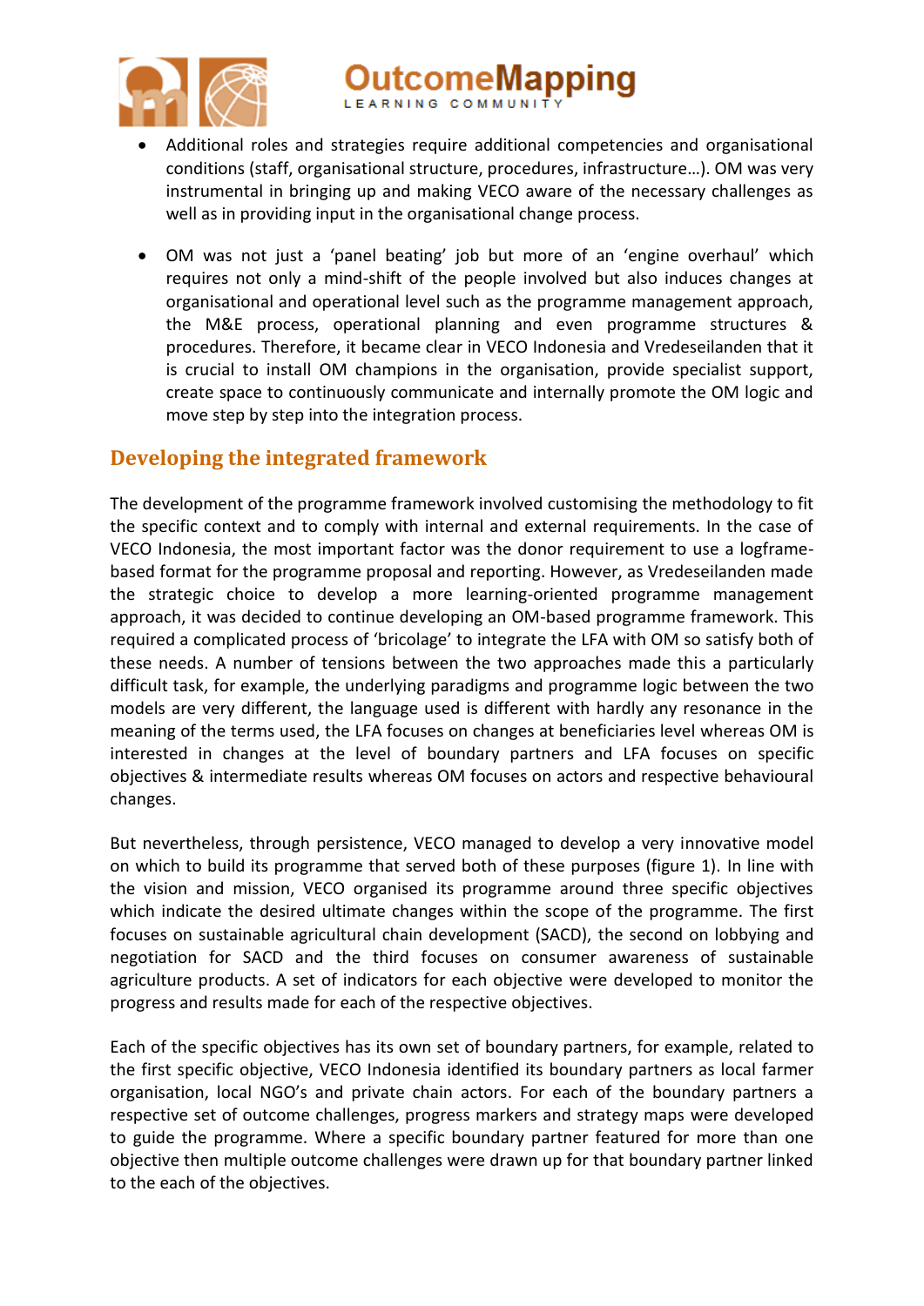- Additional roles and strategies require additional competencies and organisational conditions (staff, organisational structure, procedures, infrastructure…). OM was very instrumental in bringing up and making VECO aware of the necessary challenges as well as in providing input in the organisational change process.

- OM was not just a 'panel beating' job but more of an 'engine overhaul' which requires not only a mind-shift of the people involved but also induces changes at organisational and operational level such as the programme management approach, the M&E process, operational planning and even programme structures & procedures. Therefore, it became clear in VECO Indonesia and Vredeseilanden that it is crucial to install OM champions in the organisation, provide specialist support, create space to continuously communicate and internally promote the OM logic and move step by step into the integration process.

## Developing the integrated framework

The development of the programme framework involved customising the methodology to fit the specific context and to comply with internal and external requirements. In the case of VECO Indonesia, the most important factor was the donor requirement to use a logframe-based format for the programme proposal and reporting. However, as Vredeseilanden made the strategic choice to develop a more learning-oriented programme management approach, it was decided to continue developing an OM-based programme framework. This required a complicated process of 'bricolage' to integrate the LFA with OM so satisfy both of these needs. A number of tensions between the two approaches made this a particularly difficult task, for example, the underlying paradigms and programme logic between the two models are very different, the language used is different with hardly any resonance in the meaning of the terms used, the LFA focuses on changes at beneficiaries level whereas OM is interested in changes at the level of boundary partners and LFA focuses on specific objectives & intermediate results whereas OM focuses on actors and respective behavioural changes.

But nevertheless, through persistence, VECO managed to develop a very innovative model on which to build its programme that served both of these purposes (figure 1). In line with the vision and mission, VECO organised its programme around three specific objectives which indicate the desired ultimate changes within the scope of the programme. The first focuses on sustainable agricultural chain development (SACD), the second on lobbying and negotiation for SACD and the third focuses on consumer awareness of sustainable agriculture products. A set of indicators for each objective were developed to monitor the progress and results made for each of the respective objectives.

Each of the specific objectives has its own set of boundary partners, for example, related to the first specific objective, VECO Indonesia identified its boundary partners as local farmer organisation, local NGO's and private chain actors. For each of the boundary partners a respective set of outcome challenges, progress markers and strategy maps were developed to guide the programme. Where a specific boundary partner featured for more than one objective then multiple outcome challenges were drawn up for that boundary partner linked to the each of the objectives.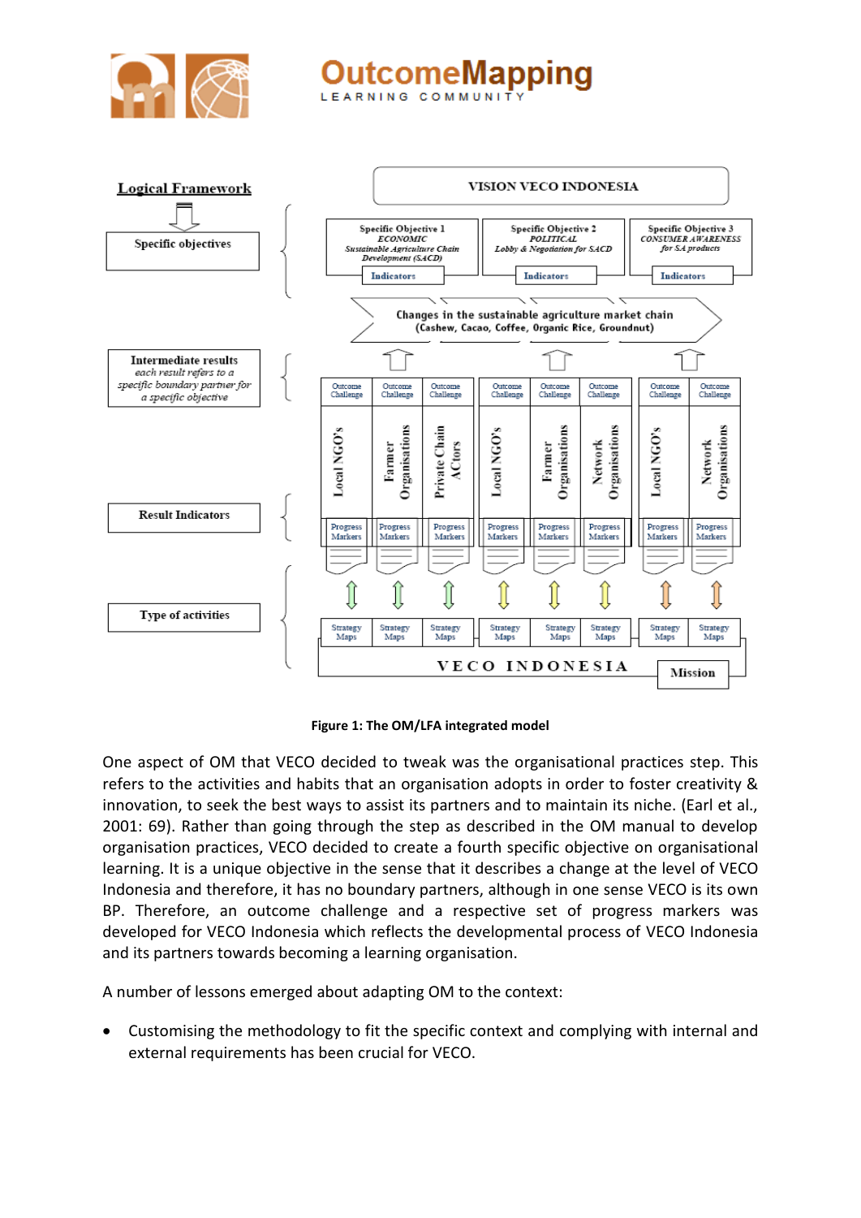**Figure 1: The OM/LFA integrated model**

One aspect of OM that VECO decided to tweak was the organisational practices step. This refers to the activities and habits that an organisation adopts in order to foster creativity & innovation, to seek the best ways to assist its partners and to maintain its niche. (Earl et al., 2001: 69). Rather than going through the step as described in the OM manual to develop organisation practices, VECO decided to create a fourth specific objective on organisational learning. It is a unique objective in the sense that it describes a change at the level of VECO Indonesia and therefore, it has no boundary partners, although in one sense VECO is its own BP. Therefore, an outcome challenge and a respective set of progress markers was developed for VECO Indonesia which reflects the developmental process of VECO Indonesia and its partners towards becoming a learning organisation.

A number of lessons emerged about adapting OM to the context:

- Customising the methodology to fit the specific context and complying with internal and external requirements has been crucial for VECO.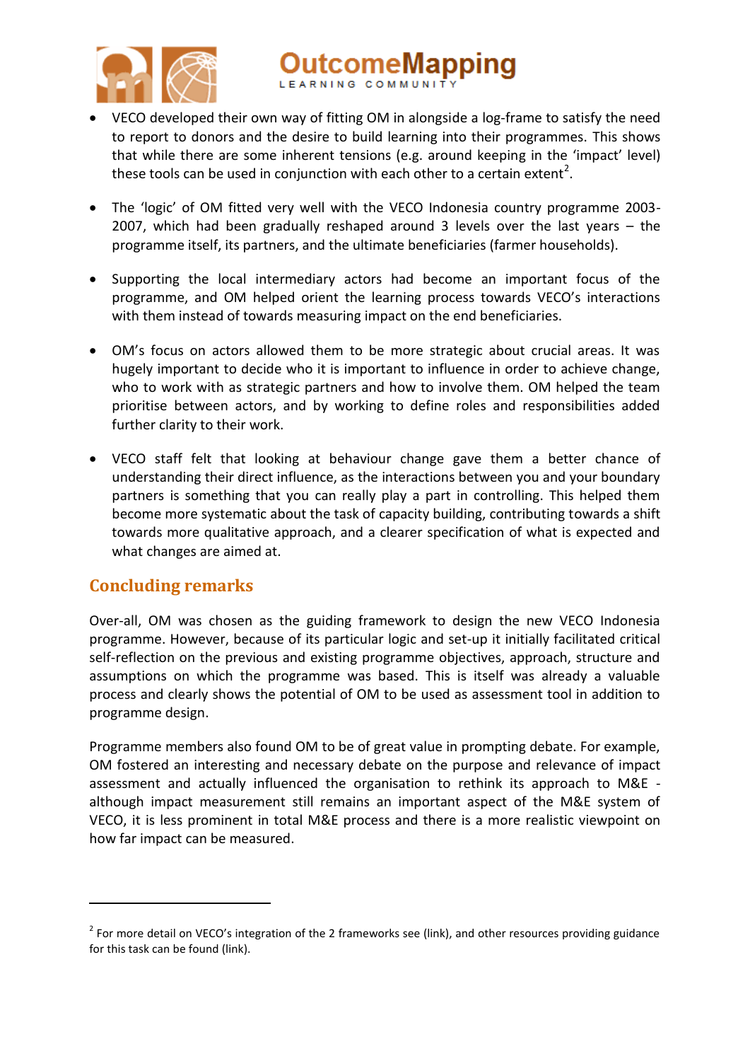- VECO developed their own way of fitting OM in alongside a log-frame to satisfy the need to report to donors and the desire to build learning into their programmes. This shows that while there are some inherent tensions (e.g. around keeping in the 'impact' level) these tools can be used in conjunction with each other to a certain extent[2].

- The 'logic' of OM fitted very well with the VECO Indonesia country programme 2003-2007, which had been gradually reshaped around 3 levels over the last years – the programme itself, its partners, and the ultimate beneficiaries (farmer households).

- Supporting the local intermediary actors had become an important focus of the programme, and OM helped orient the learning process towards VECO's interactions with them instead of towards measuring impact on the end beneficiaries.

- OM's focus on actors allowed them to be more strategic about crucial areas. It was hugely important to decide who it is important to influence in order to achieve change, who to work with as strategic partners and how to involve them. OM helped the team prioritise between actors, and by working to define roles and responsibilities added further clarity to their work.

- VECO staff felt that looking at behaviour change gave them a better chance of understanding their direct influence, as the interactions between you and your boundary partners is something that you can really play a part in controlling. This helped them become more systematic about the task of capacity building, contributing towards a shift towards more qualitative approach, and a clearer specification of what is expected and what changes are aimed at.

## Concluding remarks

Over-all, OM was chosen as the guiding framework to design the new VECO Indonesia programme. However, because of its particular logic and set-up it initially facilitated critical self-reflection on the previous and existing programme objectives, approach, structure and assumptions on which the programme was based. This is itself was already a valuable process and clearly shows the potential of OM to be used as assessment tool in addition to programme design.

Programme members also found OM to be of great value in prompting debate. For example, OM fostered an interesting and necessary debate on the purpose and relevance of impact assessment and actually influenced the organisation to rethink its approach to M&E - although impact measurement still remains an important aspect of the M&E system of VECO, it is less prominent in total M&E process and there is a more realistic viewpoint on how far impact can be measured.

---

[2] For more detail on VECO's integration of the 2 frameworks see (link), and other resources providing guidance for this task can be found (link).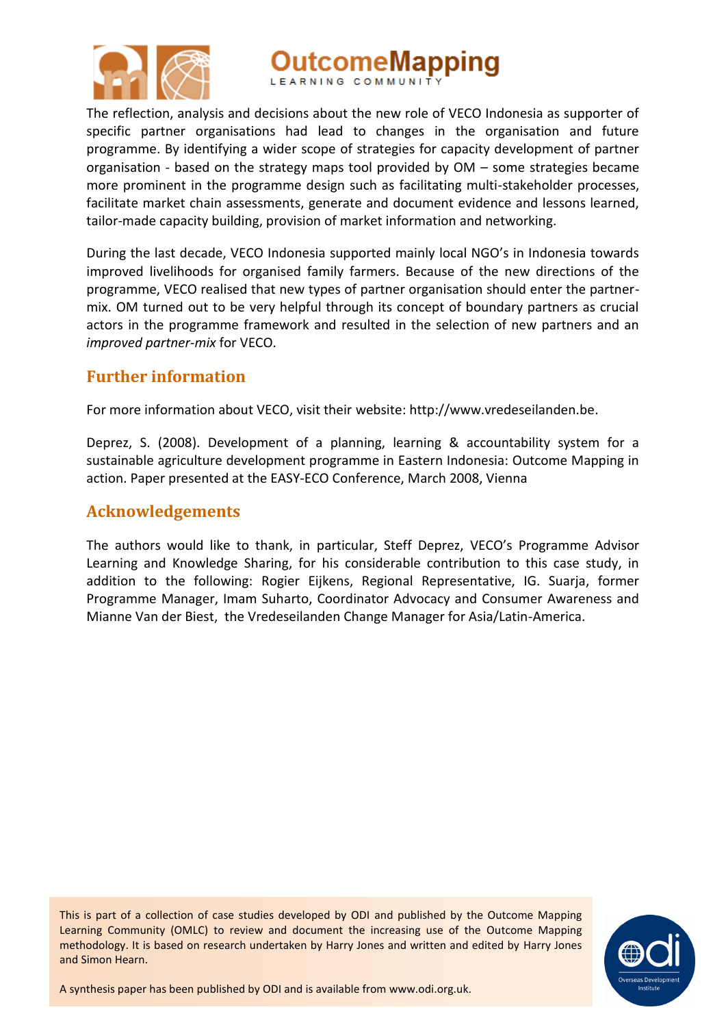The reflection, analysis and decisions about the new role of VECO Indonesia as supporter of specific partner organisations had lead to changes in the organisation and future programme. By identifying a wider scope of strategies for capacity development of partner organisation - based on the strategy maps tool provided by OM – some strategies became more prominent in the programme design such as facilitating multi-stakeholder processes, facilitate market chain assessments, generate and document evidence and lessons learned, tailor-made capacity building, provision of market information and networking.

During the last decade, VECO Indonesia supported mainly local NGO's in Indonesia towards improved livelihoods for organised family farmers. Because of the new directions of the programme, VECO realised that new types of partner organisation should enter the partner-mix. OM turned out to be very helpful through its concept of boundary partners as crucial actors in the programme framework and resulted in the selection of new partners and an *improved partner-mix* for VECO.

## Further information

For more information about VECO, visit their website: http://www.vredeseilanden.be.

Deprez, S. (2008). Development of a planning, learning & accountability system for a sustainable agriculture development programme in Eastern Indonesia: Outcome Mapping in action. Paper presented at the EASY-ECO Conference, March 2008, Vienna

## Acknowledgements

The authors would like to thank, in particular, Steff Deprez, VECO's Programme Advisor Learning and Knowledge Sharing, for his considerable contribution to this case study, in addition to the following: Rogier Eijkens, Regional Representative, IG. Suarja, former Programme Manager, Imam Suharto, Coordinator Advocacy and Consumer Awareness and Mianne Van der Biest, the Vredeseilanden Change Manager for Asia/Latin-America.

This is part of a collection of case studies developed by ODI and published by the Outcome Mapping Learning Community (OMLC) to review and document the increasing use of the Outcome Mapping methodology. It is based on research undertaken by Harry Jones and written and edited by Harry Jones and Simon Hearn.

A synthesis paper has been published by ODI and is available from www.odi.org.uk.